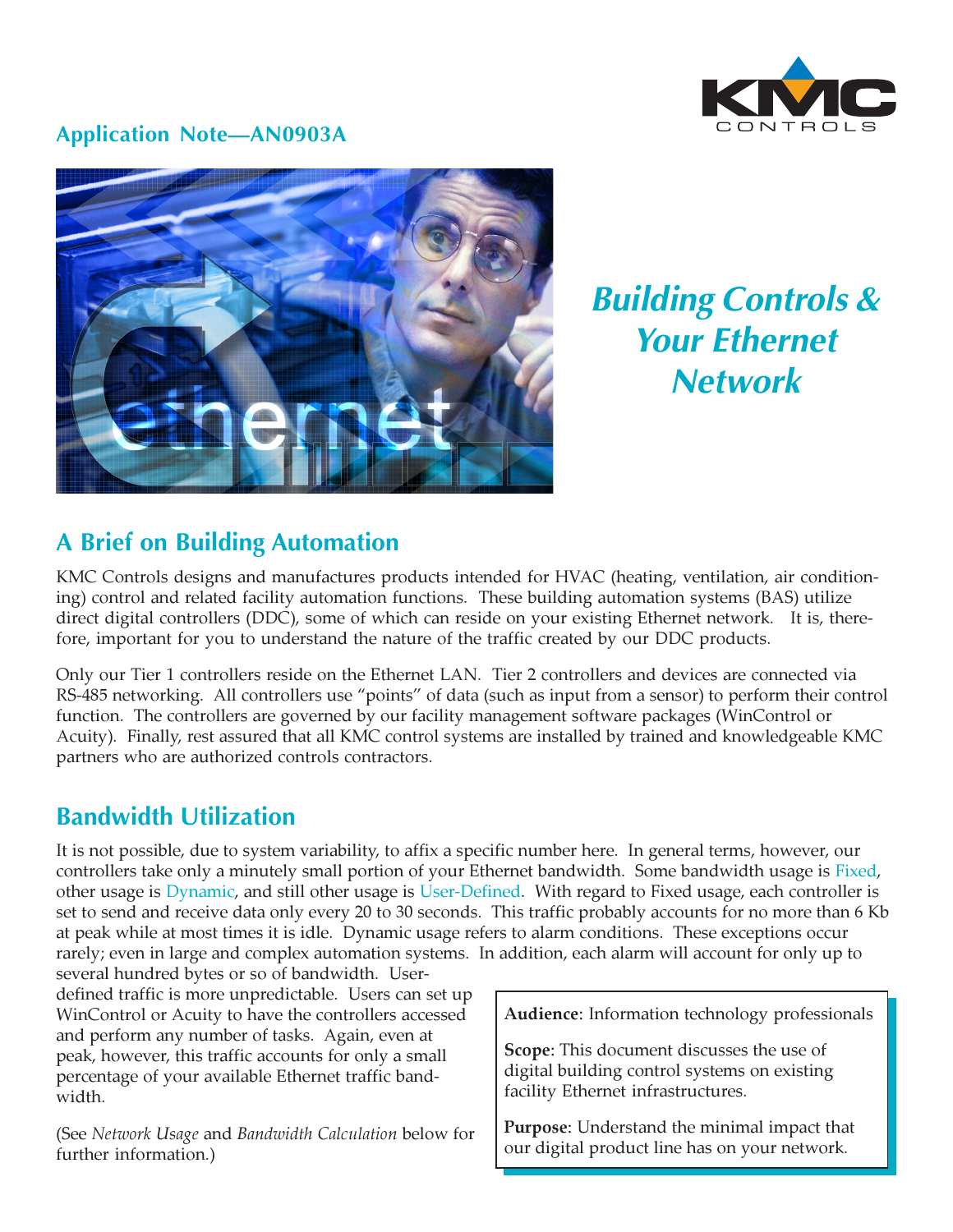Application Note—AN0903A

# Building Controls & Your Ethernet Network

## A Brief on Building Automation

KMC Controls designs and manufactures products intended for HVAC (heating, ventilation, air conditioning) control and related facility automation functions. These building automation systems (BAS) utilize direct digital controllers (DDC), some of which can reside on your existing Ethernet network. It is, therefore, important for you to understand the nature of the traffic created by our DDC products.

Only our Tier 1 controllers reside on the Ethernet LAN. Tier 2 controllers and devices are connected via RS-485 networking. All controllers use "points" of data (such as input from a sensor) to perform their control function. The controllers are governed by our facility management software packages (WinControl or Acuity). Finally, rest assured that all KMC control systems are installed by trained and knowledgeable KMC partners who are authorized controls contractors.

## Bandwidth Utilization

It is not possible, due to system variability, to affix a specific number here. In general terms, however, our controllers take only a minutely small portion of your Ethernet bandwidth. Some bandwidth usage is Fixed, other usage is Dynamic, and still other usage is User-Defined. With regard to Fixed usage, each controller is set to send and receive data only every 20 to 30 seconds. This traffic probably accounts for no more than 6 Kb at peak while at most times it is idle. Dynamic usage refers to alarm conditions. These exceptions occur rarely; even in large and complex automation systems. In addition, each alarm will account for only up to several hundred bytes or so of bandwidth. User-defined traffic is more unpredictable. Users can set up WinControl or Acuity to have the controllers accessed and perform any number of tasks. Again, even at peak, however, this traffic accounts for only a small percentage of your available Ethernet traffic bandwidth.

(See *Network Usage* and *Bandwidth Calculation* below for further information.)

**Audience**: Information technology professionals

**Scope**: This document discusses the use of digital building control systems on existing facility Ethernet infrastructures.

**Purpose**: Understand the minimal impact that our digital product line has on your network.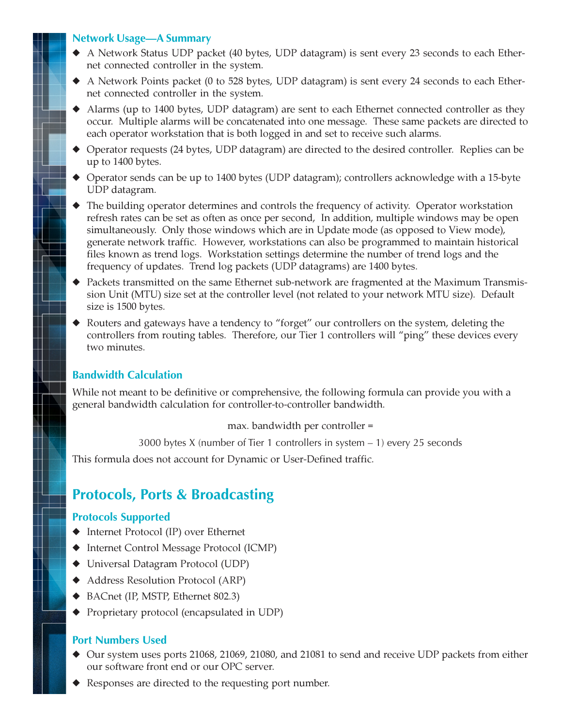### Network Usage—A Summary

- A Network Status UDP packet (40 bytes, UDP datagram) is sent every 23 seconds to each Ethernet connected controller in the system.
- A Network Points packet (0 to 528 bytes, UDP datagram) is sent every 24 seconds to each Ethernet connected controller in the system.
- Alarms (up to 1400 bytes, UDP datagram) are sent to each Ethernet connected controller as they occur. Multiple alarms will be concatenated into one message. These same packets are directed to each operator workstation that is both logged in and set to receive such alarms.
- Operator requests (24 bytes, UDP datagram) are directed to the desired controller. Replies can be up to 1400 bytes.
- Operator sends can be up to 1400 bytes (UDP datagram); controllers acknowledge with a 15-byte UDP datagram.
- The building operator determines and controls the frequency of activity. Operator workstation refresh rates can be set as often as once per second, In addition, multiple windows may be open simultaneously. Only those windows which are in Update mode (as opposed to View mode), generate network traffic. However, workstations can also be programmed to maintain historical files known as trend logs. Workstation settings determine the number of trend logs and the frequency of updates. Trend log packets (UDP datagrams) are 1400 bytes.
- Packets transmitted on the same Ethernet sub-network are fragmented at the Maximum Transmission Unit (MTU) size set at the controller level (not related to your network MTU size). Default size is 1500 bytes.
- Routers and gateways have a tendency to "forget" our controllers on the system, deleting the controllers from routing tables. Therefore, our Tier 1 controllers will "ping" these devices every two minutes.

### Bandwidth Calculation

While not meant to be definitive or comprehensive, the following formula can provide you with a general bandwidth calculation for controller-to-controller bandwidth.

max. bandwidth per controller =

3000 bytes X (number of Tier 1 controllers in system – 1) every 25 seconds

This formula does not account for Dynamic or User-Defined traffic.

## Protocols, Ports & Broadcasting

### Protocols Supported

- Internet Protocol (IP) over Ethernet
- Internet Control Message Protocol (ICMP)
- Universal Datagram Protocol (UDP)
- Address Resolution Protocol (ARP)
- BACnet (IP, MSTP, Ethernet 802.3)
- Proprietary protocol (encapsulated in UDP)

### Port Numbers Used

- Our system uses ports 21068, 21069, 21080, and 21081 to send and receive UDP packets from either our software front end or our OPC server.
- Responses are directed to the requesting port number.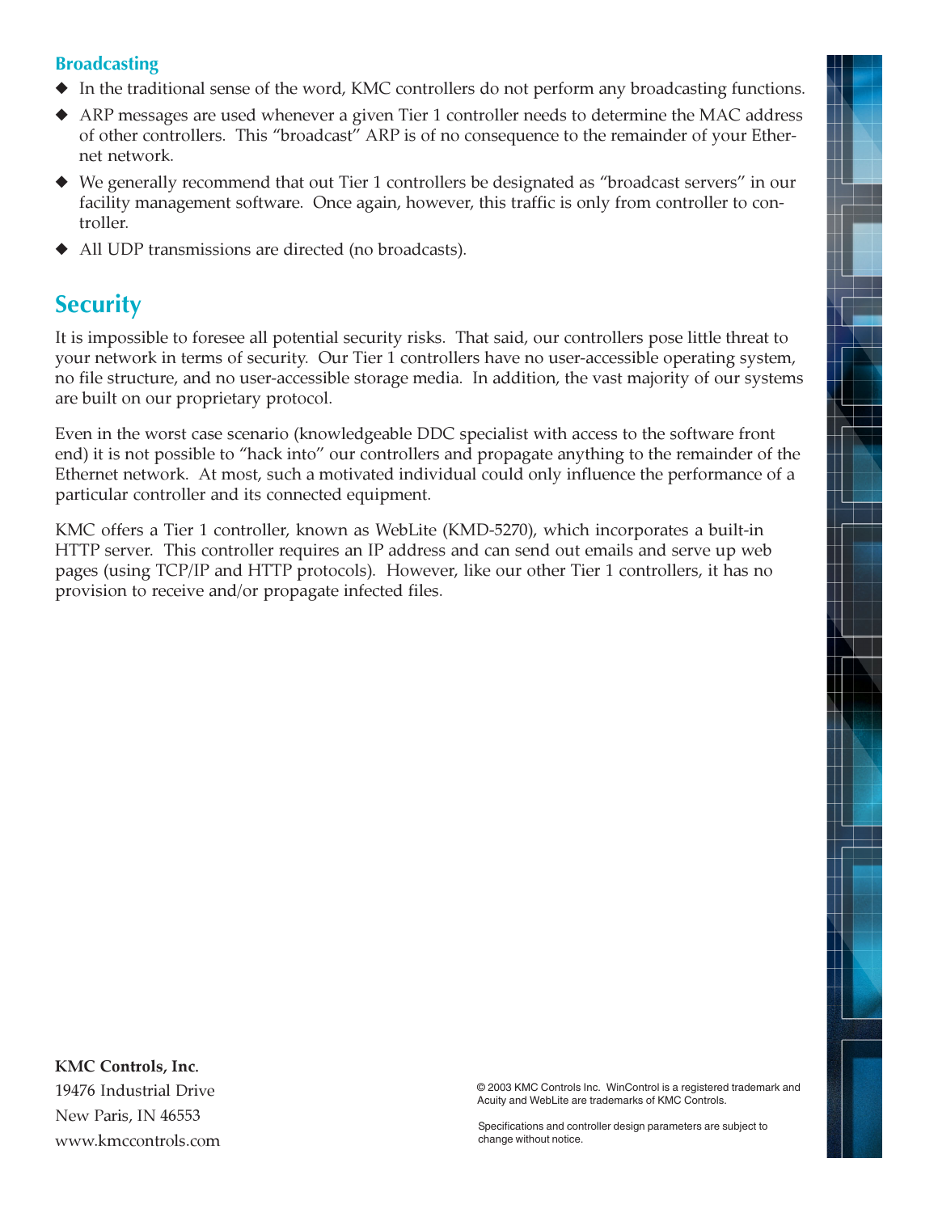### Broadcasting

- In the traditional sense of the word, KMC controllers do not perform any broadcasting functions.
- ARP messages are used whenever a given Tier 1 controller needs to determine the MAC address of other controllers. This "broadcast" ARP is of no consequence to the remainder of your Ethernet network.
- We generally recommend that out Tier 1 controllers be designated as "broadcast servers" in our facility management software. Once again, however, this traffic is only from controller to controller.
- All UDP transmissions are directed (no broadcasts).

## Security

It is impossible to foresee all potential security risks. That said, our controllers pose little threat to your network in terms of security. Our Tier 1 controllers have no user-accessible operating system, no file structure, and no user-accessible storage media. In addition, the vast majority of our systems are built on our proprietary protocol.

Even in the worst case scenario (knowledgeable DDC specialist with access to the software front end) it is not possible to "hack into" our controllers and propagate anything to the remainder of the Ethernet network. At most, such a motivated individual could only influence the performance of a particular controller and its connected equipment.

KMC offers a Tier 1 controller, known as WebLite (KMD-5270), which incorporates a built-in HTTP server. This controller requires an IP address and can send out emails and serve up web pages (using TCP/IP and HTTP protocols). However, like our other Tier 1 controllers, it has no provision to receive and/or propagate infected files.

**KMC Controls, Inc.**
19476 Industrial Drive
New Paris, IN 46553
www.kmccontrols.com

© 2003 KMC Controls Inc. WinControl is a registered trademark and Acuity and WebLite are trademarks of KMC Controls.

Specifications and controller design parameters are subject to change without notice.